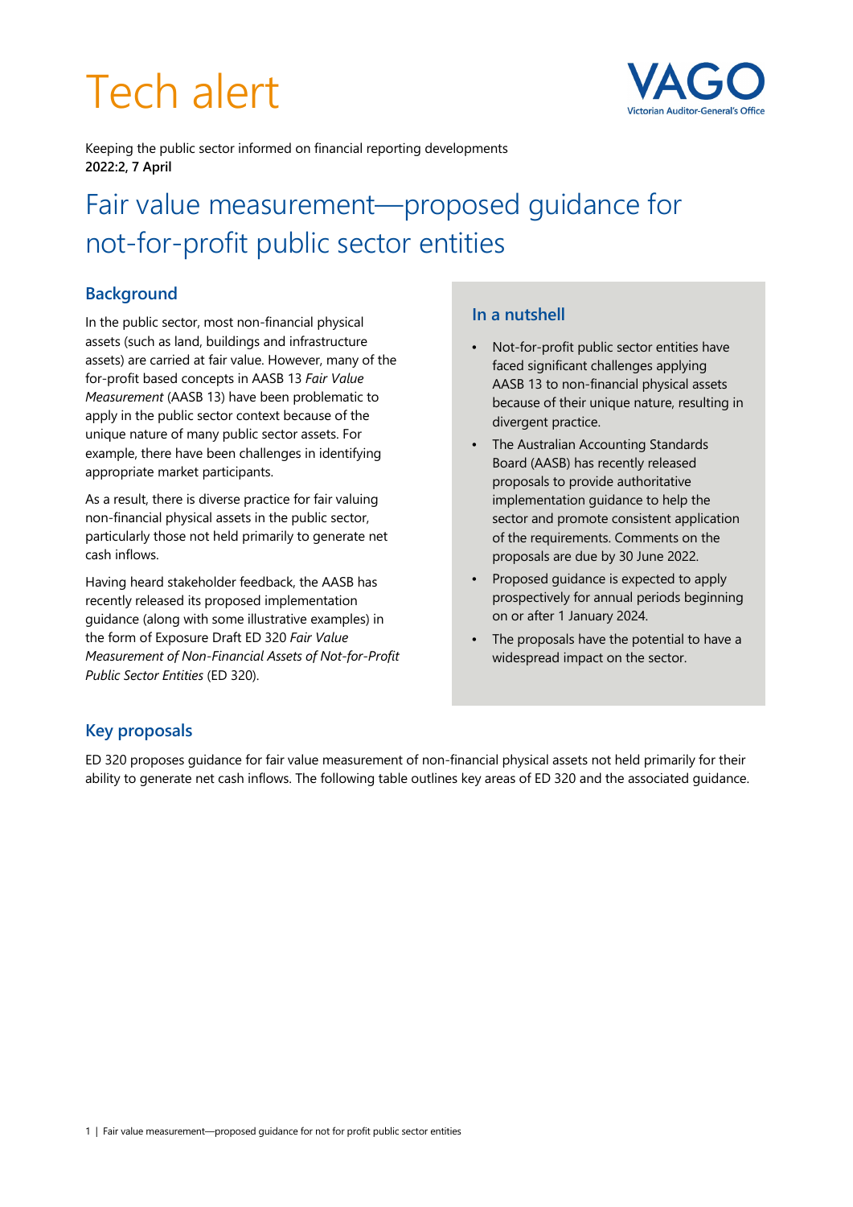# Tech alert

Keeping the public sector informed on financial reporting developments
**2022:2, 7 April**

## Fair value measurement—proposed guidance for not-for-profit public sector entities

### Background

In the public sector, most non-financial physical assets (such as land, buildings and infrastructure assets) are carried at fair value. However, many of the for-profit based concepts in AASB 13 *Fair Value Measurement* (AASB 13) have been problematic to apply in the public sector context because of the unique nature of many public sector assets. For example, there have been challenges in identifying appropriate market participants.

As a result, there is diverse practice for fair valuing non-financial physical assets in the public sector, particularly those not held primarily to generate net cash inflows.

Having heard stakeholder feedback, the AASB has recently released its proposed implementation guidance (along with some illustrative examples) in the form of Exposure Draft ED 320 *Fair Value Measurement of Non-Financial Assets of Not-for-Profit Public Sector Entities* (ED 320).

### In a nutshell

- Not-for-profit public sector entities have faced significant challenges applying AASB 13 to non-financial physical assets because of their unique nature, resulting in divergent practice.
- The Australian Accounting Standards Board (AASB) has recently released proposals to provide authoritative implementation guidance to help the sector and promote consistent application of the requirements. Comments on the proposals are due by 30 June 2022.
- Proposed guidance is expected to apply prospectively for annual periods beginning on or after 1 January 2024.
- The proposals have the potential to have a widespread impact on the sector.

### Key proposals

ED 320 proposes guidance for fair value measurement of non-financial physical assets not held primarily for their ability to generate net cash inflows. The following table outlines key areas of ED 320 and the associated guidance.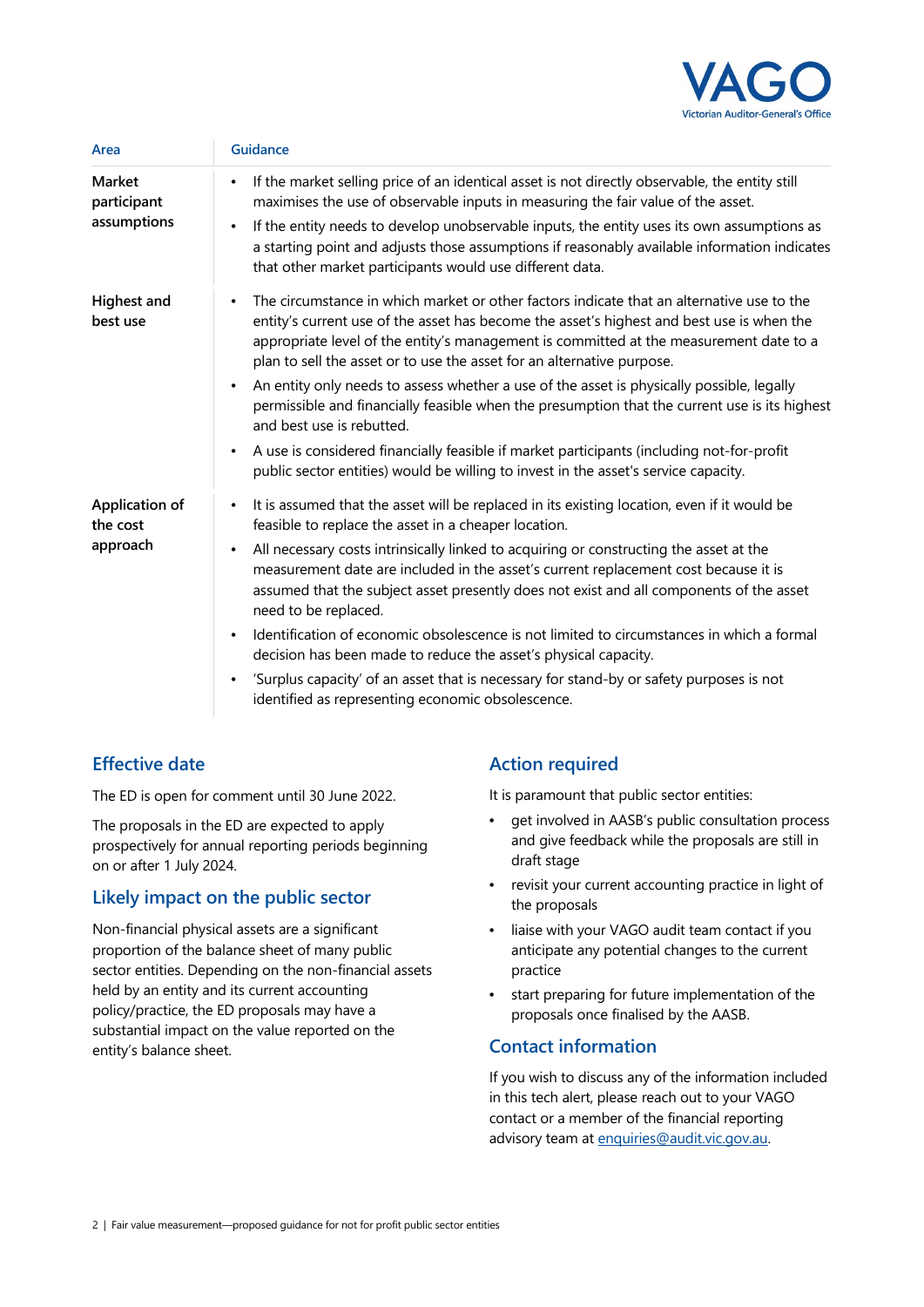| Area | Guidance |
| --- | --- |
| **Market participant assumptions** | • If the market selling price of an identical asset is not directly observable, the entity still maximises the use of observable inputs in measuring the fair value of the asset. • If the entity needs to develop unobservable inputs, the entity uses its own assumptions as a starting point and adjusts those assumptions if reasonably available information indicates that other market participants would use different data. |
| **Highest and best use** | • The circumstance in which market or other factors indicate that an alternative use to the entity's current use of the asset has become the asset's highest and best use is when the appropriate level of the entity's management is committed at the measurement date to a plan to sell the asset or to use the asset for an alternative purpose. • An entity only needs to assess whether a use of the asset is physically possible, legally permissible and financially feasible when the presumption that the current use is its highest and best use is rebutted. • A use is considered financially feasible if market participants (including not-for-profit public sector entities) would be willing to invest in the asset's service capacity. |
| **Application of the cost approach** | • It is assumed that the asset will be replaced in its existing location, even if it would be feasible to replace the asset in a cheaper location. • All necessary costs intrinsically linked to acquiring or constructing the asset at the measurement date are included in the asset's current replacement cost because it is assumed that the subject asset presently does not exist and all components of the asset need to be replaced. • Identification of economic obsolescence is not limited to circumstances in which a formal decision has been made to reduce the asset's physical capacity. • 'Surplus capacity' of an asset that is necessary for stand-by or safety purposes is not identified as representing economic obsolescence. |

## Effective date

The ED is open for comment until 30 June 2022.

The proposals in the ED are expected to apply prospectively for annual reporting periods beginning on or after 1 July 2024.

## Likely impact on the public sector

Non-financial physical assets are a significant proportion of the balance sheet of many public sector entities. Depending on the non-financial assets held by an entity and its current accounting policy/practice, the ED proposals may have a substantial impact on the value reported on the entity's balance sheet.

## Action required

It is paramount that public sector entities:

- get involved in AASB's public consultation process and give feedback while the proposals are still in draft stage
- revisit your current accounting practice in light of the proposals
- liaise with your VAGO audit team contact if you anticipate any potential changes to the current practice
- start preparing for future implementation of the proposals once finalised by the AASB.

## Contact information

If you wish to discuss any of the information included in this tech alert, please reach out to your VAGO contact or a member of the financial reporting advisory team at enquiries@audit.vic.gov.au.